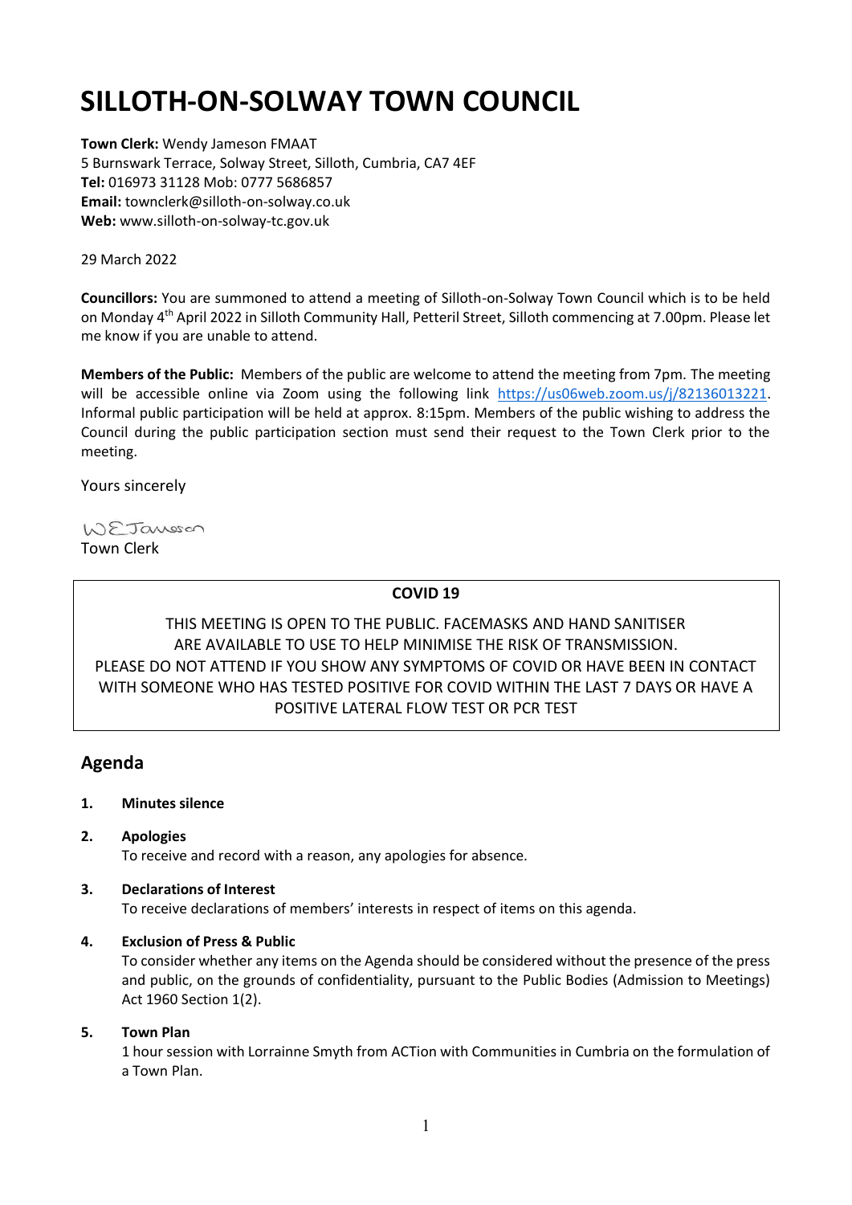# SILLOTH-ON-SOLWAY TOWN COUNCIL

**Town Clerk:** Wendy Jameson FMAAT
5 Burnswark Terrace, Solway Street, Silloth, Cumbria, CA7 4EF
**Tel:** 016973 31128 Mob: 0777 5686857
**Email:** townclerk@silloth-on-solway.co.uk
**Web:** www.silloth-on-solway-tc.gov.uk

29 March 2022

**Councillors:** You are summoned to attend a meeting of Silloth-on-Solway Town Council which is to be held on Monday 4th April 2022 in Silloth Community Hall, Petteril Street, Silloth commencing at 7.00pm. Please let me know if you are unable to attend.

**Members of the Public:** Members of the public are welcome to attend the meeting from 7pm. The meeting will be accessible online via Zoom using the following link https://us06web.zoom.us/j/82136013221. Informal public participation will be held at approx. 8:15pm. Members of the public wishing to address the Council during the public participation section must send their request to the Town Clerk prior to the meeting.

Yours sincerely

W E Jameson
Town Clerk

**COVID 19**

THIS MEETING IS OPEN TO THE PUBLIC. FACEMASKS AND HAND SANITISER ARE AVAILABLE TO USE TO HELP MINIMISE THE RISK OF TRANSMISSION. PLEASE DO NOT ATTEND IF YOU SHOW ANY SYMPTOMS OF COVID OR HAVE BEEN IN CONTACT WITH SOMEONE WHO HAS TESTED POSITIVE FOR COVID WITHIN THE LAST 7 DAYS OR HAVE A POSITIVE LATERAL FLOW TEST OR PCR TEST

## Agenda

1. **Minutes silence**

2. **Apologies**
   To receive and record with a reason, any apologies for absence.

3. **Declarations of Interest**
   To receive declarations of members' interests in respect of items on this agenda.

4. **Exclusion of Press & Public**
   To consider whether any items on the Agenda should be considered without the presence of the press and public, on the grounds of confidentiality, pursuant to the Public Bodies (Admission to Meetings) Act 1960 Section 1(2).

5. **Town Plan**
   1 hour session with Lorrainne Smyth from ACTion with Communities in Cumbria on the formulation of a Town Plan.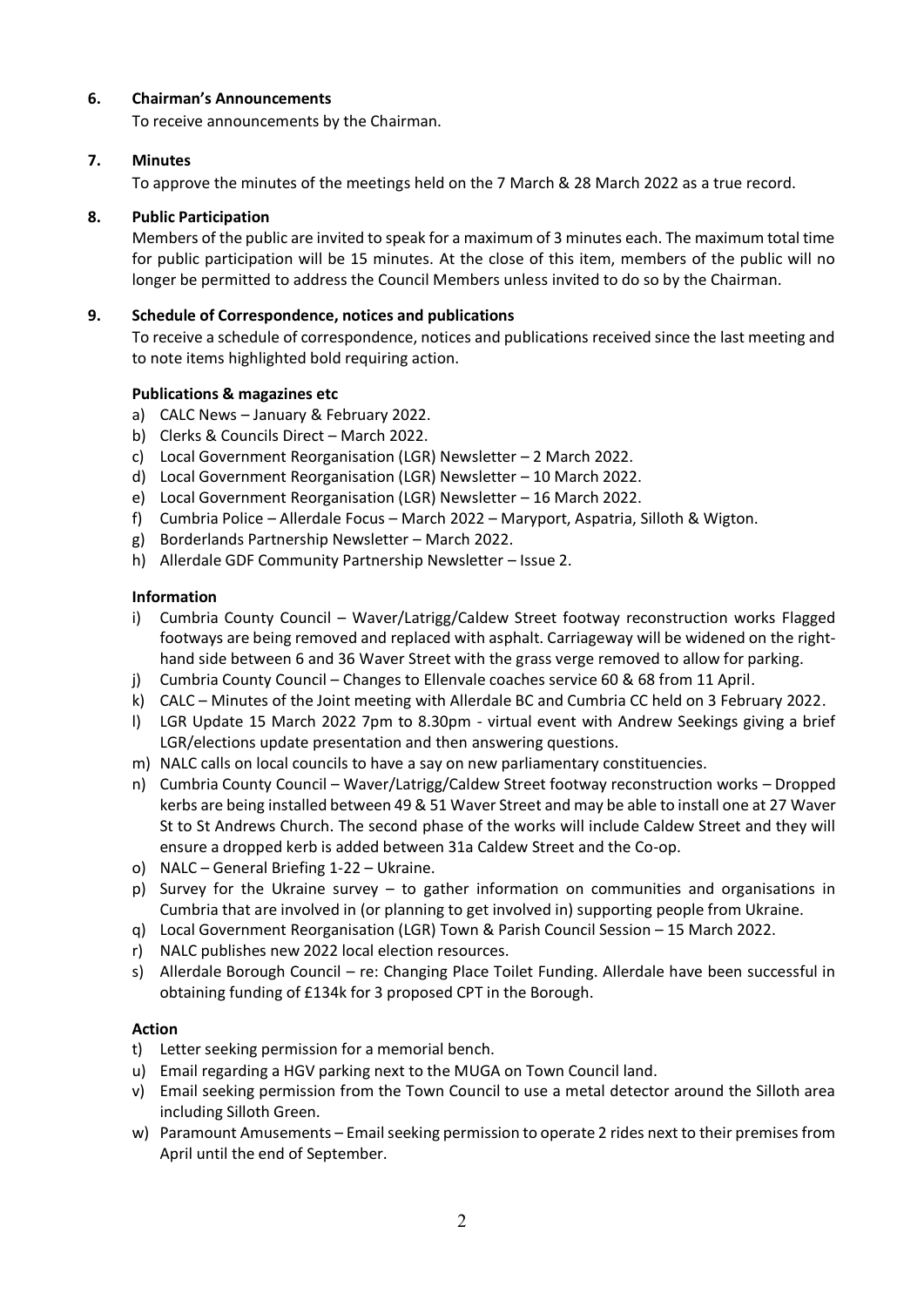**6. Chairman's Announcements**

To receive announcements by the Chairman.

**7. Minutes**

To approve the minutes of the meetings held on the 7 March & 28 March 2022 as a true record.

**8. Public Participation**

Members of the public are invited to speak for a maximum of 3 minutes each. The maximum total time for public participation will be 15 minutes. At the close of this item, members of the public will no longer be permitted to address the Council Members unless invited to do so by the Chairman.

**9. Schedule of Correspondence, notices and publications**

To receive a schedule of correspondence, notices and publications received since the last meeting and to note items highlighted bold requiring action.

**Publications & magazines etc**

a) CALC News – January & February 2022.
b) Clerks & Councils Direct – March 2022.
c) Local Government Reorganisation (LGR) Newsletter – 2 March 2022.
d) Local Government Reorganisation (LGR) Newsletter – 10 March 2022.
e) Local Government Reorganisation (LGR) Newsletter – 16 March 2022.
f) Cumbria Police – Allerdale Focus – March 2022 – Maryport, Aspatria, Silloth & Wigton.
g) Borderlands Partnership Newsletter – March 2022.
h) Allerdale GDF Community Partnership Newsletter – Issue 2.

**Information**

i) Cumbria County Council – Waver/Latrigg/Caldew Street footway reconstruction works Flagged footways are being removed and replaced with asphalt. Carriageway will be widened on the right-hand side between 6 and 36 Waver Street with the grass verge removed to allow for parking.
j) Cumbria County Council – Changes to Ellenvale coaches service 60 & 68 from 11 April.
k) CALC – Minutes of the Joint meeting with Allerdale BC and Cumbria CC held on 3 February 2022.
l) LGR Update 15 March 2022 7pm to 8.30pm - virtual event with Andrew Seekings giving a brief LGR/elections update presentation and then answering questions.
m) NALC calls on local councils to have a say on new parliamentary constituencies.
n) Cumbria County Council – Waver/Latrigg/Caldew Street footway reconstruction works – Dropped kerbs are being installed between 49 & 51 Waver Street and may be able to install one at 27 Waver St to St Andrews Church. The second phase of the works will include Caldew Street and they will ensure a dropped kerb is added between 31a Caldew Street and the Co-op.
o) NALC – General Briefing 1-22 – Ukraine.
p) Survey for the Ukraine survey – to gather information on communities and organisations in Cumbria that are involved in (or planning to get involved in) supporting people from Ukraine.
q) Local Government Reorganisation (LGR) Town & Parish Council Session – 15 March 2022.
r) NALC publishes new 2022 local election resources.
s) Allerdale Borough Council – re: Changing Place Toilet Funding. Allerdale have been successful in obtaining funding of £134k for 3 proposed CPT in the Borough.

**Action**

t) Letter seeking permission for a memorial bench.
u) Email regarding a HGV parking next to the MUGA on Town Council land.
v) Email seeking permission from the Town Council to use a metal detector around the Silloth area including Silloth Green.
w) Paramount Amusements – Email seeking permission to operate 2 rides next to their premises from April until the end of September.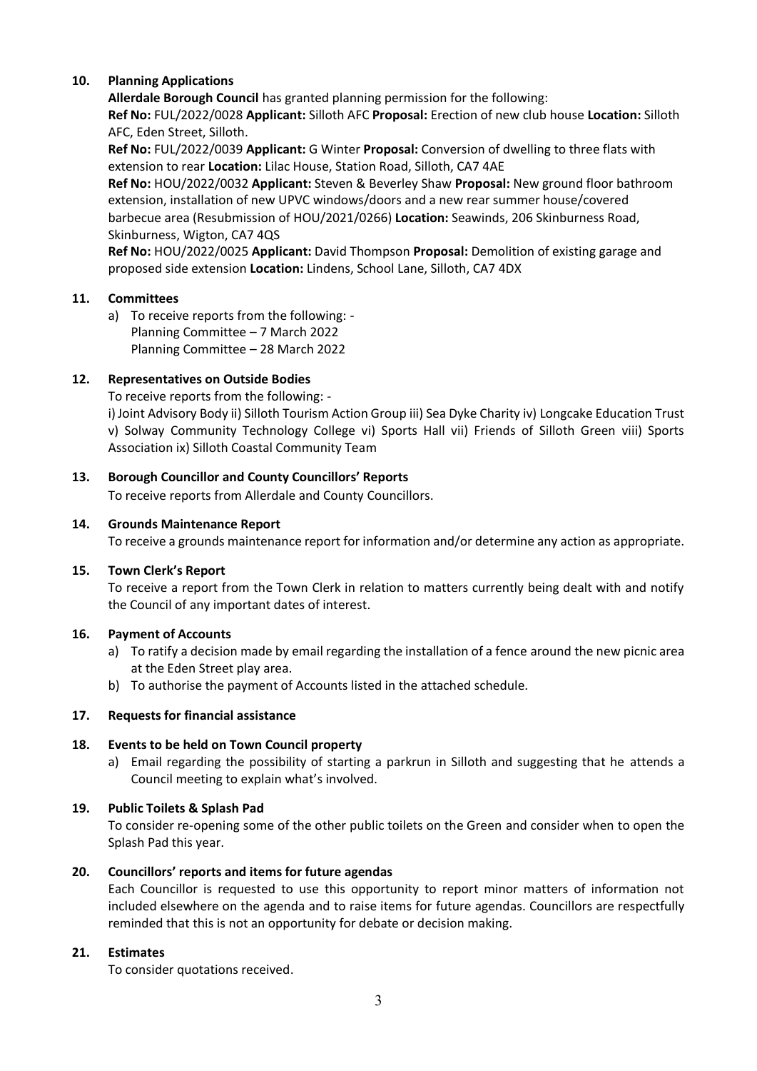## 10. Planning Applications

**Allerdale Borough Council** has granted planning permission for the following:

**Ref No:** FUL/2022/0028 **Applicant:** Silloth AFC **Proposal:** Erection of new club house **Location:** Silloth AFC, Eden Street, Silloth.

**Ref No:** FUL/2022/0039 **Applicant:** G Winter **Proposal:** Conversion of dwelling to three flats with extension to rear **Location:** Lilac House, Station Road, Silloth, CA7 4AE

**Ref No:** HOU/2022/0032 **Applicant:** Steven & Beverley Shaw **Proposal:** New ground floor bathroom extension, installation of new UPVC windows/doors and a new rear summer house/covered barbecue area (Resubmission of HOU/2021/0266) **Location:** Seawinds, 206 Skinburness Road, Skinburness, Wigton, CA7 4QS

**Ref No:** HOU/2022/0025 **Applicant:** David Thompson **Proposal:** Demolition of existing garage and proposed side extension **Location:** Lindens, School Lane, Silloth, CA7 4DX

## 11. Committees

a) To receive reports from the following: -
   Planning Committee – 7 March 2022
   Planning Committee – 28 March 2022

## 12. Representatives on Outside Bodies

To receive reports from the following: -

i) Joint Advisory Body ii) Silloth Tourism Action Group iii) Sea Dyke Charity iv) Longcake Education Trust v) Solway Community Technology College vi) Sports Hall vii) Friends of Silloth Green viii) Sports Association ix) Silloth Coastal Community Team

## 13. Borough Councillor and County Councillors' Reports

To receive reports from Allerdale and County Councillors.

## 14. Grounds Maintenance Report

To receive a grounds maintenance report for information and/or determine any action as appropriate.

## 15. Town Clerk's Report

To receive a report from the Town Clerk in relation to matters currently being dealt with and notify the Council of any important dates of interest.

## 16. Payment of Accounts

a) To ratify a decision made by email regarding the installation of a fence around the new picnic area at the Eden Street play area.
b) To authorise the payment of Accounts listed in the attached schedule.

## 17. Requests for financial assistance

## 18. Events to be held on Town Council property

a) Email regarding the possibility of starting a parkrun in Silloth and suggesting that he attends a Council meeting to explain what's involved.

## 19. Public Toilets & Splash Pad

To consider re-opening some of the other public toilets on the Green and consider when to open the Splash Pad this year.

## 20. Councillors' reports and items for future agendas

Each Councillor is requested to use this opportunity to report minor matters of information not included elsewhere on the agenda and to raise items for future agendas. Councillors are respectfully reminded that this is not an opportunity for debate or decision making.

## 21. Estimates

To consider quotations received.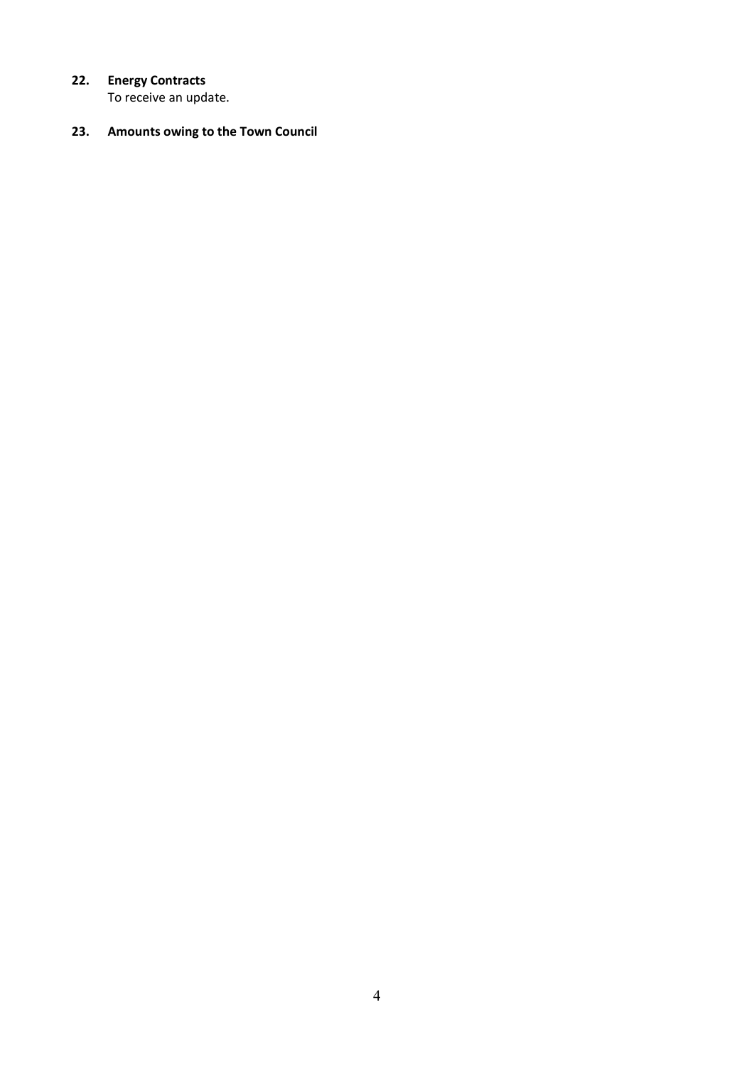**22. Energy Contracts**
To receive an update.

**23. Amounts owing to the Town Council**